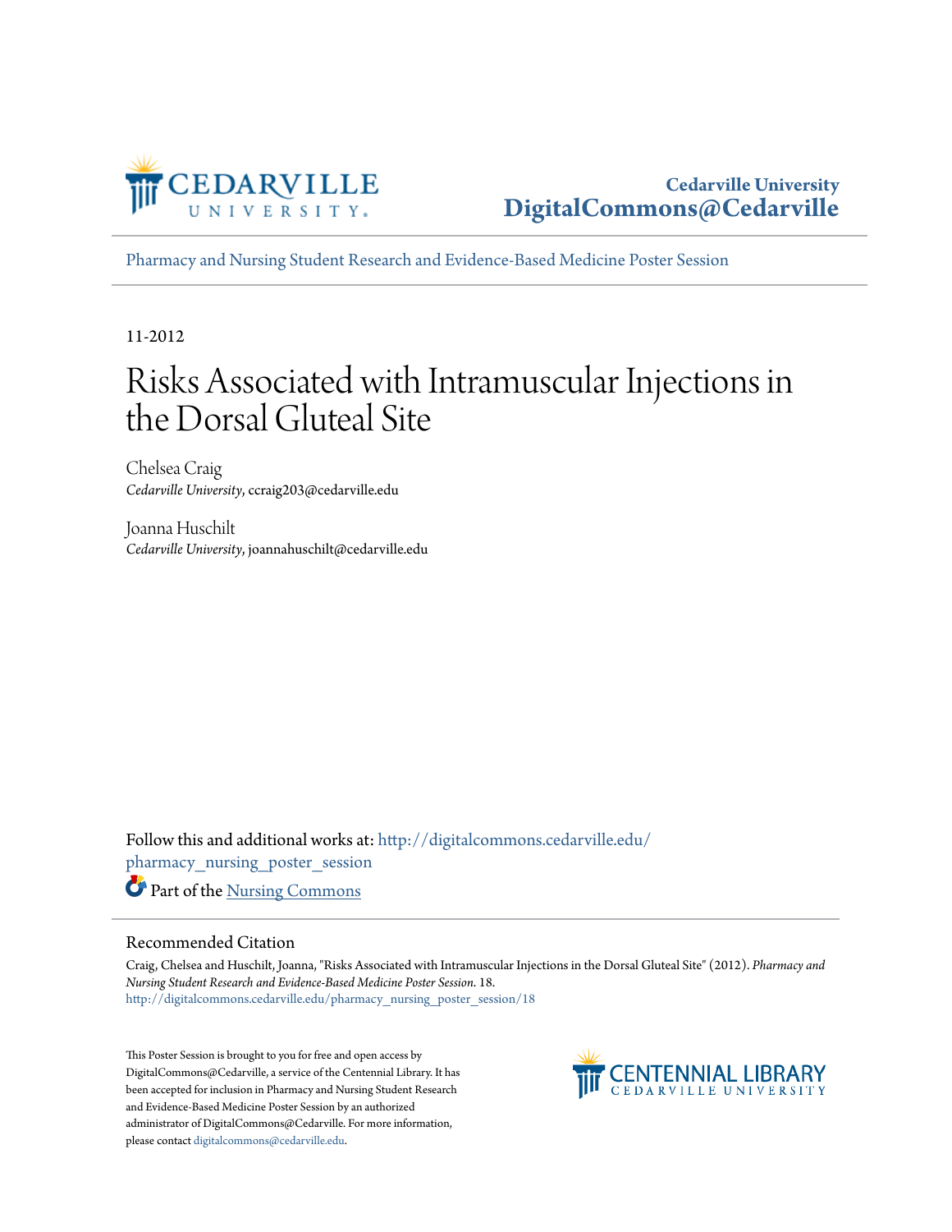Cedarville University
DigitalCommons@Cedarville

Pharmacy and Nursing Student Research and Evidence-Based Medicine Poster Session

11-2012

# Risks Associated with Intramuscular Injections in the Dorsal Gluteal Site

Chelsea Craig
*Cedarville University*, ccraig203@cedarville.edu

Joanna Huschilt
*Cedarville University*, joannahuschilt@cedarville.edu

Follow this and additional works at: http://digitalcommons.cedarville.edu/pharmacy_nursing_poster_session

Part of the Nursing Commons

## Recommended Citation

Craig, Chelsea and Huschilt, Joanna, "Risks Associated with Intramuscular Injections in the Dorsal Gluteal Site" (2012). *Pharmacy and Nursing Student Research and Evidence-Based Medicine Poster Session*. 18.
http://digitalcommons.cedarville.edu/pharmacy_nursing_poster_session/18

This Poster Session is brought to you for free and open access by DigitalCommons@Cedarville, a service of the Centennial Library. It has been accepted for inclusion in Pharmacy and Nursing Student Research and Evidence-Based Medicine Poster Session by an authorized administrator of DigitalCommons@Cedarville. For more information, please contact digitalcommons@cedarville.edu.

CENTENNIAL LIBRARY
CEDARVILLE UNIVERSITY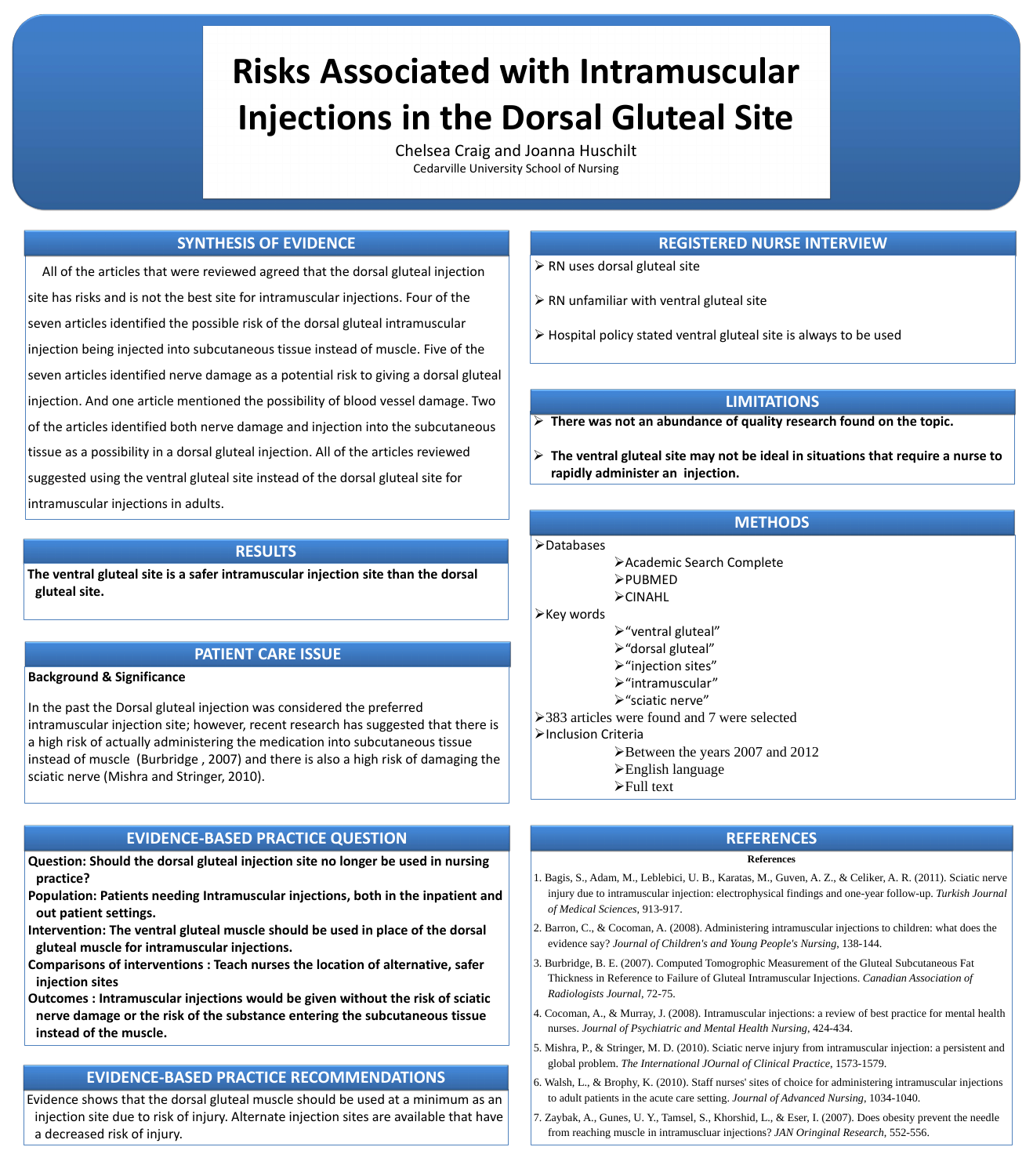# Risks Associated with Intramuscular Injections in the Dorsal Gluteal Site

Chelsea Craig and Joanna Huschilt

Cedarville University School of Nursing

## SYNTHESIS OF EVIDENCE

All of the articles that were reviewed agreed that the dorsal gluteal injection site has risks and is not the best site for intramuscular injections. Four of the seven articles identified the possible risk of the dorsal gluteal intramuscular injection being injected into subcutaneous tissue instead of muscle. Five of the seven articles identified nerve damage as a potential risk to giving a dorsal gluteal injection. And one article mentioned the possibility of blood vessel damage. Two of the articles identified both nerve damage and injection into the subcutaneous tissue as a possibility in a dorsal gluteal injection. All of the articles reviewed suggested using the ventral gluteal site instead of the dorsal gluteal site for intramuscular injections in adults.

## RESULTS

**The ventral gluteal site is a safer intramuscular injection site than the dorsal gluteal site.**

## PATIENT CARE ISSUE

**Background & Significance**

In the past the Dorsal gluteal injection was considered the preferred intramuscular injection site; however, recent research has suggested that there is a high risk of actually administering the medication into subcutaneous tissue instead of muscle (Burbridge , 2007) and there is also a high risk of damaging the sciatic nerve (Mishra and Stringer, 2010).

## EVIDENCE-BASED PRACTICE QUESTION

**Question: Should the dorsal gluteal injection site no longer be used in nursing practice?**

**Population: Patients needing Intramuscular injections, both in the inpatient and out patient settings.**

**Intervention: The ventral gluteal muscle should be used in place of the dorsal gluteal muscle for intramuscular injections.**

**Comparisons of interventions : Teach nurses the location of alternative, safer injection sites**

**Outcomes : Intramuscular injections would be given without the risk of sciatic nerve damage or the risk of the substance entering the subcutaneous tissue instead of the muscle.**

## EVIDENCE-BASED PRACTICE RECOMMENDATIONS

Evidence shows that the dorsal gluteal muscle should be used at a minimum as an injection site due to risk of injury. Alternate injection sites are available that have a decreased risk of injury.

## REGISTERED NURSE INTERVIEW

- RN uses dorsal gluteal site
- RN unfamiliar with ventral gluteal site
- Hospital policy stated ventral gluteal site is always to be used

## LIMITATIONS

- **There was not an abundance of quality research found on the topic.**
- **The ventral gluteal site may not be ideal in situations that require a nurse to rapidly administer an injection.**

## METHODS

- Databases
  - Academic Search Complete
  - PUBMED
  - CINAHL
- Key words
  - "ventral gluteal"
  - "dorsal gluteal"
  - "injection sites"
  - "intramuscular"
  - "sciatic nerve"
- 383 articles were found and 7 were selected
- Inclusion Criteria
  - Between the years 2007 and 2012
  - English language
  - Full text

## REFERENCES

**References**

1. Bagis, S., Adam, M., Leblebici, U. B., Karatas, M., Guven, A. Z., & Celiker, A. R. (2011). Sciatic nerve injury due to intramuscular injection: electrophysical findings and one-year follow-up. *Turkish Journal of Medical Sciences*, 913-917.
2. Barron, C., & Cocoman, A. (2008). Administering intramuscular injections to children: what does the evidence say? *Journal of Children's and Young People's Nursing*, 138-144.
3. Burbridge, B. E. (2007). Computed Tomogrophic Measurement of the Gluteal Subcutaneous Fat Thickness in Reference to Failure of Gluteal Intramuscular Injections. *Canadian Association of Radiologists Journal*, 72-75.
4. Cocoman, A., & Murray, J. (2008). Intramuscular injections: a review of best practice for mental health nurses. *Journal of Psychiatric and Mental Health Nursing*, 424-434.
5. Mishra, P., & Stringer, M. D. (2010). Sciatic nerve injury from intramuscular injection: a persistent and global problem. *The International JOurnal of Clinical Practice*, 1573-1579.
6. Walsh, L., & Brophy, K. (2010). Staff nurses' sites of choice for administering intramuscular injections to adult patients in the acute care setting. *Journal of Advanced Nursing*, 1034-1040.
7. Zaybak, A., Gunes, U. Y., Tamsel, S., Khorshid, L., & Eser, I. (2007). Does obesity prevent the needle from reaching muscle in intramusclar injections? *JAN Oringinal Research*, 552-556.